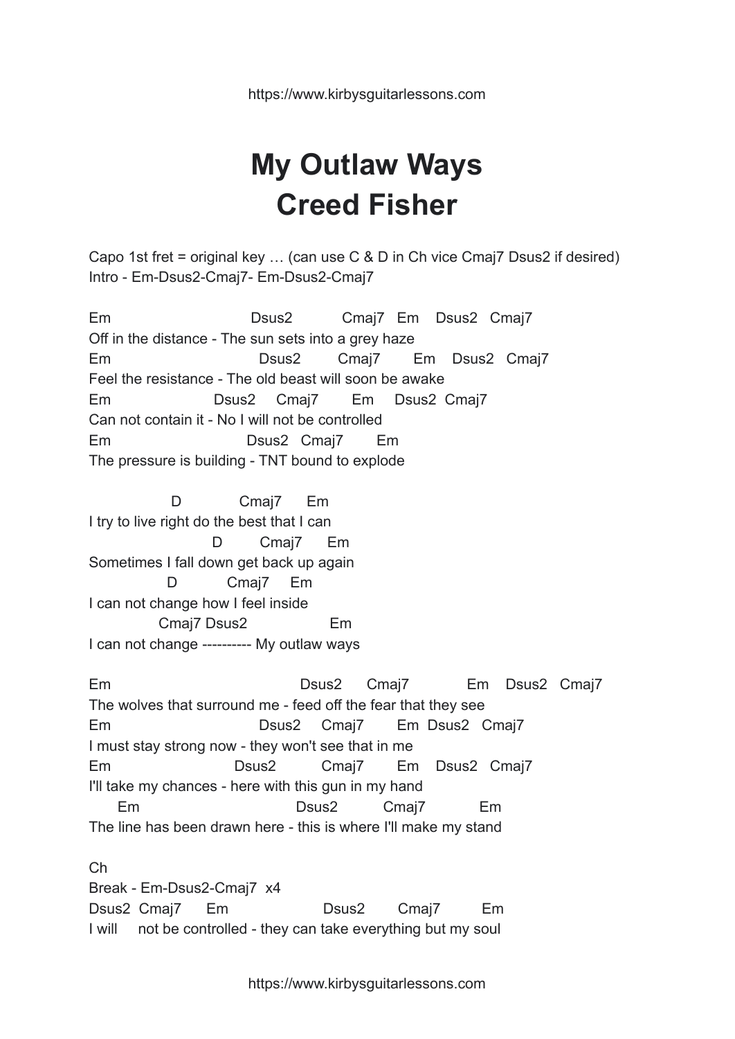# My Outlaw Ways
# Creed Fisher

Capo 1st fret = original key … (can use C & D in Ch vice Cmaj7 Dsus2 if desired)
Intro - Em-Dsus2-Cmaj7- Em-Dsus2-Cmaj7

```
Em                          Dsus2          Cmaj7   Em    Dsus2   Cmaj7
Off in the distance - The sun sets into a grey haze
Em                            Dsus2         Cmaj7       Em    Dsus2   Cmaj7
Feel the resistance - The old beast will soon be awake
Em                     Dsus2     Cmaj7       Em     Dsus2  Cmaj7
Can not contain it - No I will not be controlled
Em                          Dsus2   Cmaj7       Em
The pressure is building - TNT bound to explode

                D             Cmaj7      Em
I try to live right do the best that I can
                        D         Cmaj7      Em
Sometimes I fall down get back up again
               D           Cmaj7     Em
I can not change how I feel inside
             Cmaj7 Dsus2                  Em
I can not change ---------- My outlaw ways

Em                                     Dsus2      Cmaj7            Em    Dsus2   Cmaj7
The wolves that surround me - feed off the fear that they see
Em                            Dsus2     Cmaj7       Em  Dsus2   Cmaj7
I must stay strong now - they won't see that in me
Em                         Dsus2          Cmaj7       Em    Dsus2   Cmaj7
I'll take my chances - here with this gun in my hand
      Em                                Dsus2          Cmaj7            Em
The line has been drawn here - this is where I'll make my stand
```

Ch
Break - Em-Dsus2-Cmaj7  x4

```
Dsus2  Cmaj7      Em                  Dsus2       Cmaj7         Em
I will     not be controlled - they can take everything but my soul
```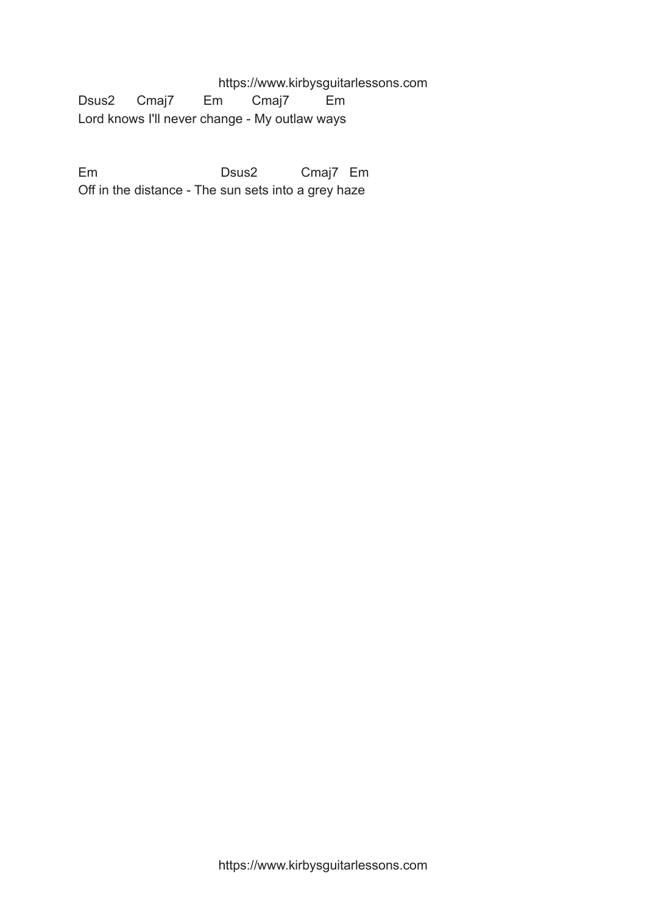```
Dsus2      Cmaj7       Em        Cmaj7          Em
Lord knows I'll never change - My outlaw ways


Em                          Dsus2           Cmaj7   Em
Off in the distance - The sun sets into a grey haze
```